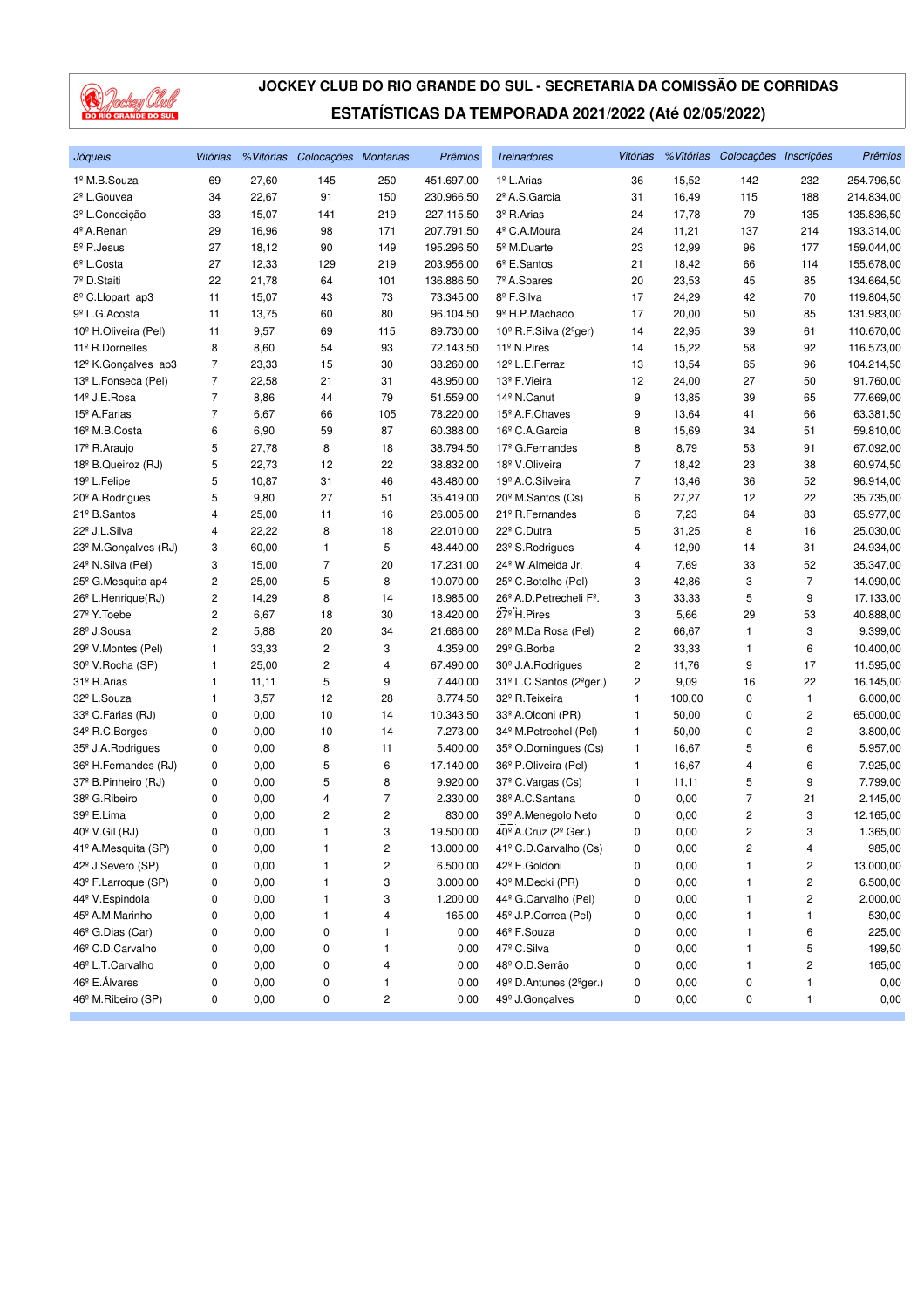# JOCKEY CLUB DO RIO GRANDE DO SUL - SECRETARIA DA COMISSÃO DE CORRIDAS

## ESTATÍSTICAS DA TEMPORADA 2021/2022 (Até 02/05/2022)

| *Jóqueis* | *Vitórias* | *%Vitórias* | *Colocações* | *Montarias* | *Prêmios* |
|---|---|---|---|---|---|
| 1º M.B.Souza | 69 | 27,60 | 145 | 250 | 451.697,00 |
| 2º L.Gouvea | 34 | 22,67 | 91 | 150 | 230.966,50 |
| 3º L.Conceição | 33 | 15,07 | 141 | 219 | 227.115,50 |
| 4º A.Renan | 29 | 16,96 | 98 | 171 | 207.791,50 |
| 5º P.Jesus | 27 | 18,12 | 90 | 149 | 195.296,50 |
| 6º L.Costa | 27 | 12,33 | 129 | 219 | 203.956,00 |
| 7º D.Staiti | 22 | 21,78 | 64 | 101 | 136.886,50 |
| 8º C.Llopart ap3 | 11 | 15,07 | 43 | 73 | 73.345,00 |
| 9º L.G.Acosta | 11 | 13,75 | 60 | 80 | 96.104,50 |
| 10º H.Oliveira (Pel) | 11 | 9,57 | 69 | 115 | 89.730,00 |
| 11º R.Dornelles | 8 | 8,60 | 54 | 93 | 72.143,50 |
| 12º K.Gonçalves ap3 | 7 | 23,33 | 15 | 30 | 38.260,00 |
| 13º L.Fonseca (Pel) | 7 | 22,58 | 21 | 31 | 48.950,00 |
| 14º J.E.Rosa | 7 | 8,86 | 44 | 79 | 51.559,00 |
| 15º A.Farias | 7 | 6,67 | 66 | 105 | 78.220,00 |
| 16º M.B.Costa | 6 | 6,90 | 59 | 87 | 60.388,00 |
| 17º R.Araujo | 5 | 27,78 | 8 | 18 | 38.794,50 |
| 18º B.Queiroz (RJ) | 5 | 22,73 | 12 | 22 | 38.832,00 |
| 19º L.Felipe | 5 | 10,87 | 31 | 46 | 48.480,00 |
| 20º A.Rodrigues | 5 | 9,80 | 27 | 51 | 35.419,00 |
| 21º B.Santos | 4 | 25,00 | 11 | 16 | 26.005,00 |
| 22º J.L.Silva | 4 | 22,22 | 8 | 18 | 22.010,00 |
| 23º M.Gonçalves (RJ) | 3 | 60,00 | 1 | 5 | 48.440,00 |
| 24º N.Silva (Pel) | 3 | 15,00 | 7 | 20 | 17.231,00 |
| 25º G.Mesquita ap4 | 2 | 25,00 | 5 | 8 | 10.070,00 |
| 26º L.Henrique(RJ) | 2 | 14,29 | 8 | 14 | 18.985,00 |
| 27º Y.Toebe | 2 | 6,67 | 18 | 30 | 18.420,00 |
| 28º J.Sousa | 2 | 5,88 | 20 | 34 | 21.686,00 |
| 29º V.Montes (Pel) | 1 | 33,33 | 2 | 3 | 4.359,00 |
| 30º V.Rocha (SP) | 1 | 25,00 | 2 | 4 | 67.490,00 |
| 31º R.Arias | 1 | 11,11 | 5 | 9 | 7.440,00 |
| 32º L.Souza | 1 | 3,57 | 12 | 28 | 8.774,50 |
| 33º C.Farias (RJ) | 0 | 0,00 | 10 | 14 | 10.343,50 |
| 34º R.C.Borges | 0 | 0,00 | 10 | 14 | 7.273,00 |
| 35º J.A.Rodrigues | 0 | 0,00 | 8 | 11 | 5.400,00 |
| 36º H.Fernandes (RJ) | 0 | 0,00 | 5 | 6 | 17.140,00 |
| 37º B.Pinheiro (RJ) | 0 | 0,00 | 5 | 8 | 9.920,00 |
| 38º G.Ribeiro | 0 | 0,00 | 4 | 7 | 2.330,00 |
| 39º E.Lima | 0 | 0,00 | 2 | 2 | 830,00 |
| 40º V.Gil (RJ) | 0 | 0,00 | 1 | 3 | 19.500,00 |
| 41º A.Mesquita (SP) | 0 | 0,00 | 1 | 2 | 13.000,00 |
| 42º J.Severo (SP) | 0 | 0,00 | 1 | 2 | 6.500,00 |
| 43º F.Larroque (SP) | 0 | 0,00 | 1 | 3 | 3.000,00 |
| 44º V.Espindola | 0 | 0,00 | 1 | 3 | 1.200,00 |
| 45º A.M.Marinho | 0 | 0,00 | 1 | 4 | 165,00 |
| 46º G.Dias (Car) | 0 | 0,00 | 0 | 1 | 0,00 |
| 46º C.D.Carvalho | 0 | 0,00 | 0 | 1 | 0,00 |
| 46º L.T.Carvalho | 0 | 0,00 | 0 | 4 | 0,00 |
| 46º E.Álvares | 0 | 0,00 | 0 | 1 | 0,00 |
| 46º M.Ribeiro (SP) | 0 | 0,00 | 0 | 2 | 0,00 |

| *Treinadores* | *Vitórias* | *%Vitórias* | *Colocações* | *Inscrições* | *Prêmios* |
|---|---|---|---|---|---|
| 1º L.Arias | 36 | 15,52 | 142 | 232 | 254.796,50 |
| 2º A.S.Garcia | 31 | 16,49 | 115 | 188 | 214.834,00 |
| 3º R.Arias | 24 | 17,78 | 79 | 135 | 135.836,50 |
| 4º C.A.Moura | 24 | 11,21 | 137 | 214 | 193.314,00 |
| 5º M.Duarte | 23 | 12,99 | 96 | 177 | 159.044,00 |
| 6º E.Santos | 21 | 18,42 | 66 | 114 | 155.678,00 |
| 7º A.Soares | 20 | 23,53 | 45 | 85 | 134.664,50 |
| 8º F.Silva | 17 | 24,29 | 42 | 70 | 119.804,50 |
| 9º H.P.Machado | 17 | 20,00 | 50 | 85 | 131.983,00 |
| 10º R.F.Silva (2ºger) | 14 | 22,95 | 39 | 61 | 110.670,00 |
| 11º N.Pires | 14 | 15,22 | 58 | 92 | 116.573,00 |
| 12º L.E.Ferraz | 13 | 13,54 | 65 | 96 | 104.214,50 |
| 13º F.Vieira | 12 | 24,00 | 27 | 50 | 91.760,00 |
| 14º N.Canut | 9 | 13,85 | 39 | 65 | 77.669,00 |
| 15º A.F.Chaves | 9 | 13,64 | 41 | 66 | 63.381,50 |
| 16º C.A.Garcia | 8 | 15,69 | 34 | 51 | 59.810,00 |
| 17º G.Fernandes | 8 | 8,79 | 53 | 91 | 67.092,00 |
| 18º V.Oliveira | 7 | 18,42 | 23 | 38 | 60.974,50 |
| 19º A.C.Silveira | 7 | 13,46 | 36 | 52 | 96.914,00 |
| 20º M.Santos (Cs) | 6 | 27,27 | 12 | 22 | 35.735,00 |
| 21º R.Fernandes | 6 | 7,23 | 64 | 83 | 65.977,00 |
| 22º C.Dutra | 5 | 31,25 | 8 | 16 | 25.030,00 |
| 23º S.Rodrigues | 4 | 12,90 | 14 | 31 | 24.934,00 |
| 24º W.Almeida Jr. | 4 | 7,69 | 33 | 52 | 35.347,00 |
| 25º C.Botelho (Pel) | 3 | 42,86 | 3 | 7 | 14.090,00 |
| 26º A.D.Petrecheli Fº. | 3 | 33,33 | 5 | 9 | 17.133,00 |
| 27º H.Pires | 3 | 5,66 | 29 | 53 | 40.888,00 |
| 28º M.Da Rosa (Pel) | 2 | 66,67 | 1 | 3 | 9.399,00 |
| 29º G.Borba | 2 | 33,33 | 1 | 6 | 10.400,00 |
| 30º J.A.Rodrigues | 2 | 11,76 | 9 | 17 | 11.595,00 |
| 31º L.C.Santos (2ºger.) | 2 | 9,09 | 16 | 22 | 16.145,00 |
| 32º R.Teixeira | 1 | 100,00 | 0 | 1 | 6.000,00 |
| 33º A.Oldoni (PR) | 1 | 50,00 | 0 | 2 | 65.000,00 |
| 34º M.Petrechel (Pel) | 1 | 50,00 | 0 | 2 | 3.800,00 |
| 35º O.Domingues (Cs) | 1 | 16,67 | 5 | 6 | 5.957,00 |
| 36º P.Oliveira (Pel) | 1 | 16,67 | 4 | 6 | 7.925,00 |
| 37º C.Vargas (Cs) | 1 | 11,11 | 5 | 9 | 7.799,00 |
| 38º A.C.Santana | 0 | 0,00 | 7 | 21 | 2.145,00 |
| 39º A.Menegolo Neto | 0 | 0,00 | 2 | 3 | 12.165,00 |
| 40º A.Cruz (2º Ger.) | 0 | 0,00 | 2 | 3 | 1.365,00 |
| 41º C.D.Carvalho (Cs) | 0 | 0,00 | 2 | 4 | 985,00 |
| 42º E.Goldoni | 0 | 0,00 | 1 | 2 | 13.000,00 |
| 43º M.Decki (PR) | 0 | 0,00 | 1 | 2 | 6.500,00 |
| 44º G.Carvalho (Pel) | 0 | 0,00 | 1 | 2 | 2.000,00 |
| 45º J.P.Correa (Pel) | 0 | 0,00 | 1 | 1 | 530,00 |
| 46º F.Souza | 0 | 0,00 | 1 | 6 | 225,00 |
| 47º C.Silva | 0 | 0,00 | 1 | 5 | 199,50 |
| 48º O.D.Serrão | 0 | 0,00 | 1 | 2 | 165,00 |
| 49º D.Antunes (2ºger.) | 0 | 0,00 | 0 | 1 | 0,00 |
| 49º J.Gonçalves | 0 | 0,00 | 0 | 1 | 0,00 |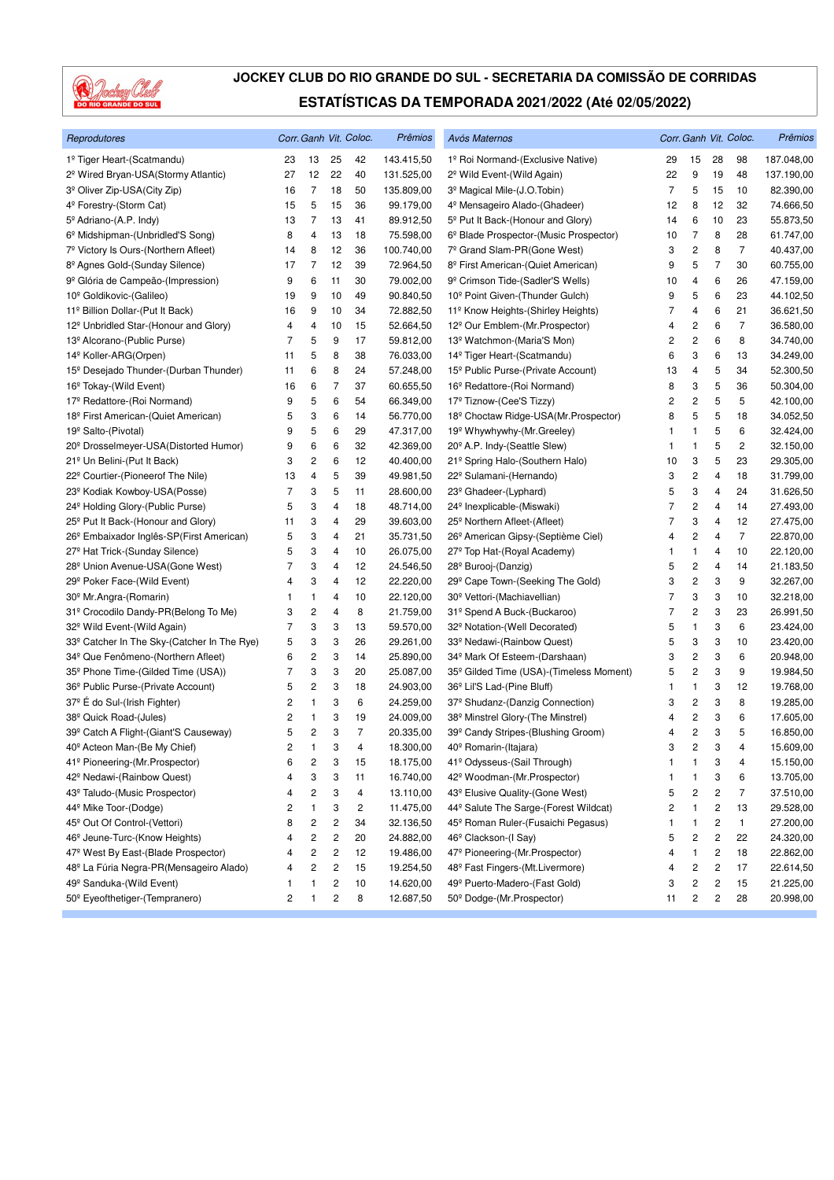# JOCKEY CLUB DO RIO GRANDE DO SUL - SECRETARIA DA COMISSÃO DE CORRIDAS

## ESTATÍSTICAS DA TEMPORADA 2021/2022 (Até 02/05/2022)

| Reprodutores | Corr. | Ganh | Vit. | Coloc. | Prêmios |
|---|---|---|---|---|---|
| 1º Tiger Heart-(Scatmandu) | 23 | 13 | 25 | 42 | 143.415,50 |
| 2º Wired Bryan-USA(Stormy Atlantic) | 27 | 12 | 22 | 40 | 131.525,00 |
| 3º Oliver Zip-USA(City Zip) | 16 | 7 | 18 | 50 | 135.809,00 |
| 4º Forestry-(Storm Cat) | 15 | 5 | 15 | 36 | 99.179,00 |
| 5º Adriano-(A.P. Indy) | 13 | 7 | 13 | 41 | 89.912,50 |
| 6º Midshipman-(Unbridled'S Song) | 8 | 4 | 13 | 18 | 75.598,00 |
| 7º Victory Is Ours-(Northern Afleet) | 14 | 8 | 12 | 36 | 100.740,00 |
| 8º Agnes Gold-(Sunday Silence) | 17 | 7 | 12 | 39 | 72.964,50 |
| 9º Glória de Campeão-(Impression) | 9 | 6 | 11 | 30 | 79.002,00 |
| 10º Goldikovic-(Galileo) | 19 | 9 | 10 | 49 | 90.840,50 |
| 11º Billion Dollar-(Put It Back) | 16 | 9 | 10 | 34 | 72.882,50 |
| 12º Unbridled Star-(Honour and Glory) | 4 | 4 | 10 | 15 | 52.664,50 |
| 13º Alcorano-(Public Purse) | 7 | 5 | 9 | 17 | 59.812,00 |
| 14º Koller-ARG(Orpen) | 11 | 5 | 8 | 38 | 76.033,00 |
| 15º Desejado Thunder-(Durban Thunder) | 11 | 6 | 8 | 24 | 57.248,00 |
| 16º Tokay-(Wild Event) | 16 | 6 | 7 | 37 | 60.655,50 |
| 17º Redattore-(Roi Normand) | 9 | 5 | 6 | 54 | 66.349,00 |
| 18º First American-(Quiet American) | 5 | 3 | 6 | 14 | 56.770,00 |
| 19º Salto-(Pivotal) | 9 | 5 | 6 | 29 | 47.317,00 |
| 20º Drosselmeyer-USA(Distorted Humor) | 9 | 6 | 6 | 32 | 42.369,00 |
| 21º Un Belini-(Put It Back) | 3 | 2 | 6 | 12 | 40.400,00 |
| 22º Courtier-(Pioneerof The Nile) | 13 | 4 | 5 | 39 | 49.981,50 |
| 23º Kodiak Kowboy-USA(Posse) | 7 | 3 | 5 | 11 | 28.600,00 |
| 24º Holding Glory-(Public Purse) | 5 | 3 | 4 | 18 | 48.714,00 |
| 25º Put It Back-(Honour and Glory) | 11 | 3 | 4 | 29 | 39.603,00 |
| 26º Embaixador Inglês-SP(First American) | 5 | 3 | 4 | 21 | 35.731,50 |
| 27º Hat Trick-(Sunday Silence) | 5 | 3 | 4 | 10 | 26.075,00 |
| 28º Union Avenue-USA(Gone West) | 7 | 3 | 4 | 12 | 24.546,50 |
| 29º Poker Face-(Wild Event) | 4 | 3 | 4 | 12 | 22.220,00 |
| 30º Mr.Angra-(Romarin) | 1 | 1 | 4 | 10 | 22.120,00 |
| 31º Crocodilo Dandy-PR(Belong To Me) | 3 | 2 | 4 | 8 | 21.759,00 |
| 32º Wild Event-(Wild Again) | 7 | 3 | 3 | 13 | 59.570,00 |
| 33º Catcher In The Sky-(Catcher In The Rye) | 5 | 3 | 3 | 26 | 29.261,00 |
| 34º Que Fenômeno-(Northern Afleet) | 6 | 2 | 3 | 14 | 25.890,00 |
| 35º Phone Time-(Gilded Time (USA)) | 7 | 3 | 3 | 20 | 25.087,00 |
| 36º Public Purse-(Private Account) | 5 | 2 | 3 | 18 | 24.903,00 |
| 37º É do Sul-(Irish Fighter) | 2 | 1 | 3 | 6 | 24.259,00 |
| 38º Quick Road-(Jules) | 2 | 1 | 3 | 19 | 24.009,00 |
| 39º Catch A Flight-(Giant'S Causeway) | 5 | 2 | 3 | 7 | 20.335,00 |
| 40º Acteon Man-(Be My Chief) | 2 | 1 | 3 | 4 | 18.300,00 |
| 41º Pioneering-(Mr.Prospector) | 6 | 2 | 3 | 15 | 18.175,00 |
| 42º Nedawi-(Rainbow Quest) | 4 | 3 | 3 | 11 | 16.740,00 |
| 43º Taludo-(Music Prospector) | 4 | 2 | 3 | 4 | 13.110,00 |
| 44º Mike Toor-(Dodge) | 2 | 1 | 3 | 2 | 11.475,00 |
| 45º Out Of Control-(Vettori) | 8 | 2 | 2 | 34 | 32.136,50 |
| 46º Jeune-Turc-(Know Heights) | 4 | 2 | 2 | 20 | 24.882,00 |
| 47º West By East-(Blade Prospector) | 4 | 2 | 2 | 12 | 19.486,00 |
| 48º La Fúria Negra-PR(Mensageiro Alado) | 4 | 2 | 2 | 15 | 19.254,50 |
| 49º Sanduka-(Wild Event) | 1 | 1 | 2 | 10 | 14.620,00 |
| 50º Eyeofthetiger-(Tempranero) | 2 | 1 | 2 | 8 | 12.687,50 |

| Avós Maternos | Corr. | Ganh | Vit. | Coloc. | Prêmios |
|---|---|---|---|---|---|
| 1º Roi Normand-(Exclusive Native) | 29 | 15 | 28 | 98 | 187.048,00 |
| 2º Wild Event-(Wild Again) | 22 | 9 | 19 | 48 | 137.190,00 |
| 3º Magical Mile-(J.O.Tobin) | 7 | 5 | 15 | 10 | 82.390,00 |
| 4º Mensageiro Alado-(Ghadeer) | 12 | 8 | 12 | 32 | 74.666,50 |
| 5º Put It Back-(Honour and Glory) | 14 | 6 | 10 | 23 | 55.873,50 |
| 6º Blade Prospector-(Music Prospector) | 10 | 7 | 8 | 28 | 61.747,00 |
| 7º Grand Slam-PR(Gone West) | 3 | 2 | 8 | 7 | 40.437,00 |
| 8º First American-(Quiet American) | 9 | 5 | 7 | 30 | 60.755,00 |
| 9º Crimson Tide-(Sadler'S Wells) | 10 | 4 | 6 | 26 | 47.159,00 |
| 10º Point Given-(Thunder Gulch) | 9 | 5 | 6 | 23 | 44.102,50 |
| 11º Know Heights-(Shirley Heights) | 7 | 4 | 6 | 21 | 36.621,50 |
| 12º Our Emblem-(Mr.Prospector) | 4 | 2 | 6 | 7 | 36.580,00 |
| 13º Watchmon-(Maria'S Mon) | 2 | 2 | 6 | 8 | 34.740,00 |
| 14º Tiger Heart-(Scatmandu) | 6 | 3 | 6 | 13 | 34.249,00 |
| 15º Public Purse-(Private Account) | 13 | 4 | 5 | 34 | 52.300,50 |
| 16º Redattore-(Roi Normand) | 8 | 3 | 5 | 36 | 50.304,00 |
| 17º Tiznow-(Cee'S Tizzy) | 2 | 2 | 5 | 5 | 42.100,00 |
| 18º Choctaw Ridge-USA(Mr.Prospector) | 8 | 5 | 5 | 18 | 34.052,50 |
| 19º Whywhywhy-(Mr.Greeley) | 1 | 1 | 5 | 6 | 32.424,00 |
| 20º A.P. Indy-(Seattle Slew) | 1 | 1 | 5 | 2 | 32.150,00 |
| 21º Spring Halo-(Southern Halo) | 10 | 3 | 5 | 23 | 29.305,00 |
| 22º Sulamani-(Hernando) | 3 | 2 | 4 | 18 | 31.799,00 |
| 23º Ghadeer-(Lyphard) | 5 | 3 | 4 | 24 | 31.626,50 |
| 24º Inexplicable-(Miswaki) | 7 | 2 | 4 | 14 | 27.493,00 |
| 25º Northern Afleet-(Afleet) | 7 | 3 | 4 | 12 | 27.475,00 |
| 26º American Gipsy-(Septième Ciel) | 4 | 2 | 4 | 7 | 22.870,00 |
| 27º Top Hat-(Royal Academy) | 1 | 1 | 4 | 10 | 22.120,00 |
| 28º Burooj-(Danzig) | 5 | 2 | 4 | 14 | 21.183,50 |
| 29º Cape Town-(Seeking The Gold) | 3 | 2 | 3 | 9 | 32.267,00 |
| 30º Vettori-(Machiavellian) | 7 | 3 | 3 | 10 | 32.218,00 |
| 31º Spend A Buck-(Buckaroo) | 7 | 2 | 3 | 23 | 26.991,50 |
| 32º Notation-(Well Decorated) | 5 | 1 | 3 | 6 | 23.424,00 |
| 33º Nedawi-(Rainbow Quest) | 5 | 3 | 3 | 10 | 23.420,00 |
| 34º Mark Of Esteem-(Darshaan) | 3 | 2 | 3 | 6 | 20.948,00 |
| 35º Gilded Time (USA)-(Timeless Moment) | 5 | 2 | 3 | 9 | 19.984,50 |
| 36º Lil'S Lad-(Pine Bluff) | 1 | 1 | 3 | 12 | 19.768,00 |
| 37º Shudanz-(Danzig Connection) | 3 | 2 | 3 | 8 | 19.285,00 |
| 38º Minstrel Glory-(The Minstrel) | 4 | 2 | 3 | 6 | 17.605,00 |
| 39º Candy Stripes-(Blushing Groom) | 4 | 2 | 3 | 5 | 16.850,00 |
| 40º Romarin-(Itajara) | 3 | 2 | 3 | 4 | 15.609,00 |
| 41º Odysseus-(Sail Through) | 1 | 1 | 3 | 4 | 15.150,00 |
| 42º Woodman-(Mr.Prospector) | 1 | 1 | 3 | 6 | 13.705,00 |
| 43º Elusive Quality-(Gone West) | 5 | 2 | 2 | 7 | 37.510,00 |
| 44º Salute The Sarge-(Forest Wildcat) | 2 | 1 | 2 | 13 | 29.528,00 |
| 45º Roman Ruler-(Fusaichi Pegasus) | 1 | 1 | 2 | 1 | 27.200,00 |
| 46º Clackson-(I Say) | 5 | 2 | 2 | 22 | 24.320,00 |
| 47º Pioneering-(Mr.Prospector) | 4 | 1 | 2 | 18 | 22.862,00 |
| 48º Fast Fingers-(Mt.Livermore) | 4 | 2 | 2 | 17 | 22.614,50 |
| 49º Puerto-Madero-(Fast Gold) | 3 | 2 | 2 | 15 | 21.225,00 |
| 50º Dodge-(Mr.Prospector) | 11 | 2 | 2 | 28 | 20.998,00 |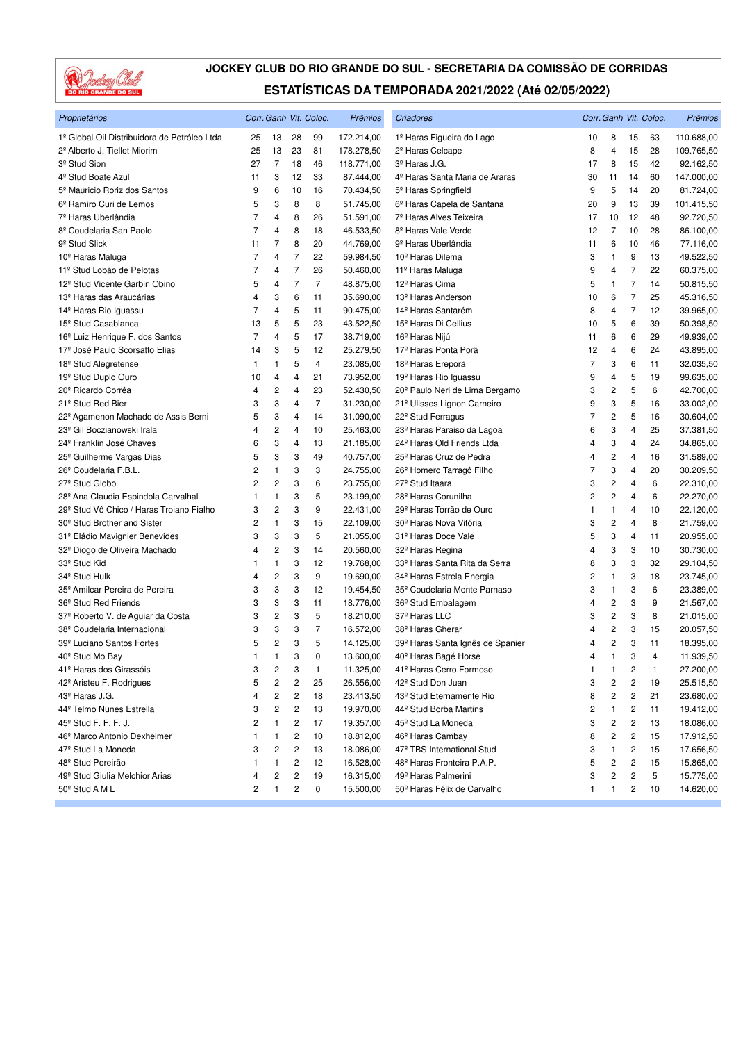# JOCKEY CLUB DO RIO GRANDE DO SUL - SECRETARIA DA COMISSÃO DE CORRIDAS

## ESTATÍSTICAS DA TEMPORADA 2021/2022 (Até 02/05/2022)

| Proprietários | Corr. | Ganh | Vit. | Coloc. | Prêmios |
|---|---|---|---|---|---|
| 1º Global Oil Distribuidora de Petróleo Ltda | 25 | 13 | 28 | 99 | 172.214,00 |
| 2º Alberto J. Tiellet Miorim | 25 | 13 | 23 | 81 | 178.278,50 |
| 3º Stud Sion | 27 | 7 | 18 | 46 | 118.771,00 |
| 4º Stud Boate Azul | 11 | 3 | 12 | 33 | 87.444,00 |
| 5º Mauricio Roriz dos Santos | 9 | 6 | 10 | 16 | 70.434,50 |
| 6º Ramiro Curi de Lemos | 5 | 3 | 8 | 8 | 51.745,00 |
| 7º Haras Uberlândia | 7 | 4 | 8 | 26 | 51.591,00 |
| 8º Coudelaria San Paolo | 7 | 4 | 8 | 18 | 46.533,50 |
| 9º Stud Slick | 11 | 7 | 8 | 20 | 44.769,00 |
| 10º Haras Maluga | 7 | 4 | 7 | 22 | 59.984,50 |
| 11º Stud Lobão de Pelotas | 7 | 4 | 7 | 26 | 50.460,00 |
| 12º Stud Vicente Garbin Obino | 5 | 4 | 7 | 7 | 48.875,00 |
| 13º Haras das Araucárias | 4 | 3 | 6 | 11 | 35.690,00 |
| 14º Haras Rio Iguassu | 7 | 4 | 5 | 11 | 90.475,00 |
| 15º Stud Casablanca | 13 | 5 | 5 | 23 | 43.522,50 |
| 16º Luiz Henrique F. dos Santos | 7 | 4 | 5 | 17 | 38.719,00 |
| 17º José Paulo Scorsatto Elias | 14 | 3 | 5 | 12 | 25.279,50 |
| 18º Stud Alegretense | 1 | 1 | 5 | 4 | 23.085,00 |
| 19º Stud Duplo Ouro | 10 | 4 | 4 | 21 | 73.952,00 |
| 20º Ricardo Corrêa | 4 | 2 | 4 | 23 | 52.430,50 |
| 21º Stud Red Bier | 3 | 3 | 4 | 7 | 31.230,00 |
| 22º Agamenon Machado de Assis Berni | 5 | 3 | 4 | 14 | 31.090,00 |
| 23º Gil Boczianowski Irala | 4 | 2 | 4 | 10 | 25.463,00 |
| 24º Franklin José Chaves | 6 | 3 | 4 | 13 | 21.185,00 |
| 25º Guilherme Vargas Dias | 5 | 3 | 3 | 49 | 40.757,00 |
| 26º Coudelaria F.B.L. | 2 | 1 | 3 | 3 | 24.755,00 |
| 27º Stud Globo | 2 | 2 | 3 | 6 | 23.755,00 |
| 28º Ana Claudia Espindola Carvalhal | 1 | 1 | 3 | 5 | 23.199,00 |
| 29º Stud Vô Chico / Haras Troiano Fialho | 3 | 2 | 3 | 9 | 22.431,00 |
| 30º Stud Brother and Sister | 2 | 1 | 3 | 15 | 22.109,00 |
| 31º Eládio Mavignier Benevides | 3 | 3 | 3 | 5 | 21.055,00 |
| 32º Diogo de Oliveira Machado | 4 | 2 | 3 | 14 | 20.560,00 |
| 33º Stud Kid | 1 | 1 | 3 | 12 | 19.768,00 |
| 34º Stud Hulk | 4 | 2 | 3 | 9 | 19.690,00 |
| 35º Amilcar Pereira de Pereira | 3 | 3 | 3 | 12 | 19.454,50 |
| 36º Stud Red Friends | 3 | 3 | 3 | 11 | 18.776,00 |
| 37º Roberto V. de Aguiar da Costa | 3 | 2 | 3 | 5 | 18.210,00 |
| 38º Coudelaria Internacional | 3 | 3 | 3 | 7 | 16.572,00 |
| 39º Luciano Santos Fortes | 5 | 2 | 3 | 5 | 14.125,00 |
| 40º Stud Mo Bay | 1 | 1 | 3 | 0 | 13.600,00 |
| 41º Haras dos Girassóis | 3 | 2 | 3 | 1 | 11.325,00 |
| 42º Aristeu F. Rodrigues | 5 | 2 | 2 | 25 | 26.556,00 |
| 43º Haras J.G. | 4 | 2 | 2 | 18 | 23.413,50 |
| 44º Telmo Nunes Estrella | 3 | 2 | 2 | 13 | 19.970,00 |
| 45º Stud F. F. F. J. | 2 | 1 | 2 | 17 | 19.357,00 |
| 46º Marco Antonio Dexheimer | 1 | 1 | 2 | 10 | 18.812,00 |
| 47º Stud La Moneda | 3 | 2 | 2 | 13 | 18.086,00 |
| 48º Stud Pereirão | 1 | 1 | 2 | 12 | 16.528,00 |
| 49º Stud Giulia Melchior Arias | 4 | 2 | 2 | 19 | 16.315,00 |
| 50º Stud A M L | 2 | 1 | 2 | 0 | 15.500,00 |

| Criadores | Corr. | Ganh | Vit. | Coloc. | Prêmios |
|---|---|---|---|---|---|
| 1º Haras Figueira do Lago | 10 | 8 | 15 | 63 | 110.688,00 |
| 2º Haras Celcape | 8 | 4 | 15 | 28 | 109.765,50 |
| 3º Haras J.G. | 17 | 8 | 15 | 42 | 92.162,50 |
| 4º Haras Santa Maria de Araras | 30 | 11 | 14 | 60 | 147.000,00 |
| 5º Haras Springfield | 9 | 5 | 14 | 20 | 81.724,00 |
| 6º Haras Capela de Santana | 20 | 9 | 13 | 39 | 101.415,50 |
| 7º Haras Alves Teixeira | 17 | 10 | 12 | 48 | 92.720,50 |
| 8º Haras Vale Verde | 12 | 7 | 10 | 28 | 86.100,00 |
| 9º Haras Uberlândia | 11 | 6 | 10 | 46 | 77.116,00 |
| 10º Haras Dilema | 3 | 1 | 9 | 13 | 49.522,50 |
| 11º Haras Maluga | 9 | 4 | 7 | 22 | 60.375,00 |
| 12º Haras Cima | 5 | 1 | 7 | 14 | 50.815,50 |
| 13º Haras Anderson | 10 | 6 | 7 | 25 | 45.316,50 |
| 14º Haras Santarém | 8 | 4 | 7 | 12 | 39.965,00 |
| 15º Haras Di Cellius | 10 | 5 | 6 | 39 | 50.398,50 |
| 16º Haras Nijú | 11 | 6 | 6 | 29 | 49.939,00 |
| 17º Haras Ponta Porã | 12 | 4 | 6 | 24 | 43.895,00 |
| 18º Haras Ereporã | 7 | 3 | 6 | 11 | 32.035,50 |
| 19º Haras Rio Iguassu | 9 | 4 | 5 | 19 | 99.635,00 |
| 20º Paulo Neri de Lima Bergamo | 3 | 2 | 5 | 6 | 42.700,00 |
| 21º Ulisses Lignon Carneiro | 9 | 3 | 5 | 16 | 33.002,00 |
| 22º Stud Ferragus | 7 | 2 | 5 | 16 | 30.604,00 |
| 23º Haras Paraiso da Lagoa | 6 | 3 | 4 | 25 | 37.381,50 |
| 24º Haras Old Friends Ltda | 4 | 3 | 4 | 24 | 34.865,00 |
| 25º Haras Cruz de Pedra | 4 | 2 | 4 | 16 | 31.589,00 |
| 26º Homero Tarragô Filho | 7 | 3 | 4 | 20 | 30.209,50 |
| 27º Stud Itaara | 3 | 2 | 4 | 6 | 22.310,00 |
| 28º Haras Corunilha | 2 | 2 | 4 | 6 | 22.270,00 |
| 29º Haras Torrão de Ouro | 1 | 1 | 4 | 10 | 22.120,00 |
| 30º Haras Nova Vitória | 3 | 2 | 4 | 8 | 21.759,00 |
| 31º Haras Doce Vale | 5 | 3 | 4 | 11 | 20.955,00 |
| 32º Haras Regina | 4 | 3 | 3 | 10 | 30.730,00 |
| 33º Haras Santa Rita da Serra | 8 | 3 | 3 | 32 | 29.104,50 |
| 34º Haras Estrela Energia | 2 | 1 | 3 | 18 | 23.745,00 |
| 35º Coudelaria Monte Parnaso | 3 | 1 | 3 | 6 | 23.389,00 |
| 36º Stud Embalagem | 4 | 2 | 3 | 9 | 21.567,00 |
| 37º Haras LLC | 3 | 2 | 3 | 8 | 21.015,00 |
| 38º Haras Gherar | 4 | 2 | 3 | 15 | 20.057,50 |
| 39º Haras Santa Ignês de Spanier | 4 | 2 | 3 | 11 | 18.395,00 |
| 40º Haras Bagé Horse | 4 | 1 | 3 | 4 | 11.939,50 |
| 41º Haras Cerro Formoso | 1 | 1 | 2 | 1 | 27.200,00 |
| 42º Stud Don Juan | 3 | 2 | 2 | 19 | 25.515,50 |
| 43º Stud Eternamente Rio | 8 | 2 | 2 | 21 | 23.680,00 |
| 44º Stud Borba Martins | 2 | 1 | 2 | 11 | 19.412,00 |
| 45º Stud La Moneda | 3 | 2 | 2 | 13 | 18.086,00 |
| 46º Haras Cambay | 8 | 2 | 2 | 15 | 17.912,50 |
| 47º TBS International Stud | 3 | 1 | 2 | 15 | 17.656,50 |
| 48º Haras Fronteira P.A.P. | 5 | 2 | 2 | 15 | 15.865,00 |
| 49º Haras Palmerini | 3 | 2 | 2 | 5 | 15.775,00 |
| 50º Haras Félix de Carvalho | 1 | 1 | 2 | 10 | 14.620,00 |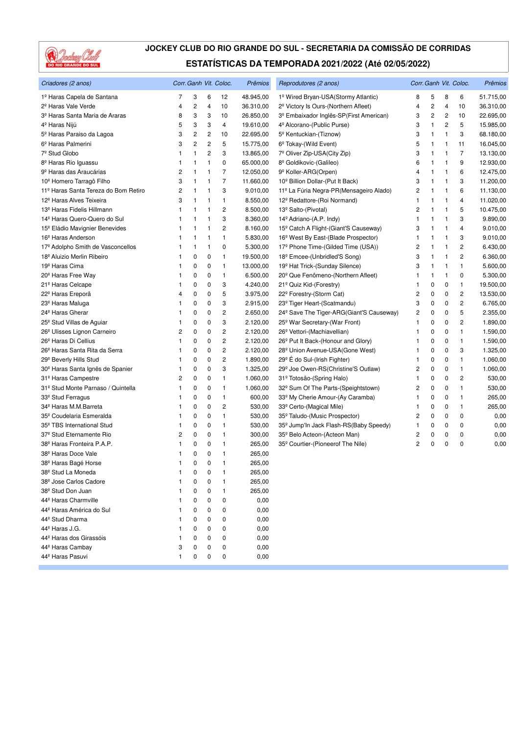# JOCKEY CLUB DO RIO GRANDE DO SUL - SECRETARIA DA COMISSÃO DE CORRIDAS

## ESTATÍSTICAS DA TEMPORADA 2021/2022 (Até 02/05/2022)

| *Criadores (2 anos)* | *Corr.* | *Ganh* | *Vit.* | *Coloc.* | *Prêmios* |
|---|---|---|---|---|---|
| 1º Haras Capela de Santana | 7 | 3 | 6 | 12 | 48.945,00 |
| 2º Haras Vale Verde | 4 | 2 | 4 | 10 | 36.310,00 |
| 3º Haras Santa Maria de Araras | 8 | 3 | 3 | 10 | 26.850,00 |
| 4º Haras Nijú | 5 | 3 | 3 | 4 | 19.610,00 |
| 5º Haras Paraiso da Lagoa | 3 | 2 | 2 | 10 | 22.695,00 |
| 6º Haras Palmerini | 3 | 2 | 2 | 5 | 15.775,00 |
| 7º Stud Globo | 1 | 1 | 2 | 3 | 13.865,00 |
| 8º Haras Rio Iguassu | 1 | 1 | 1 | 0 | 65.000,00 |
| 9º Haras das Araucárias | 2 | 1 | 1 | 7 | 12.050,00 |
| 10º Homero Tarragô Filho | 3 | 1 | 1 | 7 | 11.660,00 |
| 11º Haras Santa Tereza do Bom Retiro | 2 | 1 | 1 | 3 | 9.010,00 |
| 12º Haras Alves Teixeira | 3 | 1 | 1 | 1 | 8.550,00 |
| 13º Haras Fidelis Hillmann | 1 | 1 | 1 | 2 | 8.500,00 |
| 14º Haras Quero-Quero do Sul | 1 | 1 | 1 | 3 | 8.360,00 |
| 15º Eládio Mavignier Benevides | 1 | 1 | 1 | 2 | 8.160,00 |
| 16º Haras Anderson | 1 | 1 | 1 | 1 | 5.830,00 |
| 17º Adolpho Smith de Vasconcellos | 1 | 1 | 1 | 0 | 5.300,00 |
| 18º Aluizio Merlin Ribeiro | 1 | 0 | 0 | 1 | 19.500,00 |
| 19º Haras Cima | 1 | 0 | 0 | 1 | 13.000,00 |
| 20º Haras Free Way | 1 | 0 | 0 | 1 | 6.500,00 |
| 21º Haras Celcape | 1 | 0 | 0 | 3 | 4.240,00 |
| 22º Haras Ereporã | 4 | 0 | 0 | 5 | 3.975,00 |
| 23º Haras Maluga | 1 | 0 | 0 | 3 | 2.915,00 |
| 24º Haras Gherar | 1 | 0 | 0 | 2 | 2.650,00 |
| 25º Stud Villas de Aguiar | 1 | 0 | 0 | 3 | 2.120,00 |
| 26º Ulisses Lignon Carneiro | 2 | 0 | 0 | 2 | 2.120,00 |
| 26º Haras Di Cellius | 1 | 0 | 0 | 2 | 2.120,00 |
| 26º Haras Santa Rita da Serra | 1 | 0 | 0 | 2 | 2.120,00 |
| 29º Beverly Hills Stud | 1 | 0 | 0 | 2 | 1.890,00 |
| 30º Haras Santa Ignês de Spanier | 1 | 0 | 0 | 3 | 1.325,00 |
| 31º Haras Campestre | 2 | 0 | 0 | 1 | 1.060,00 |
| 31º Stud Monte Parnaso / Quintella | 1 | 0 | 0 | 1 | 1.060,00 |
| 33º Stud Ferragus | 1 | 0 | 0 | 1 | 600,00 |
| 34º Haras M.M.Barreta | 1 | 0 | 0 | 2 | 530,00 |
| 35º Coudelaria Esmeralda | 1 | 0 | 0 | 1 | 530,00 |
| 35º TBS International Stud | 1 | 0 | 0 | 1 | 530,00 |
| 37º Stud Eternamente Rio | 2 | 0 | 0 | 1 | 300,00 |
| 38º Haras Fronteira P.A.P. | 1 | 0 | 0 | 1 | 265,00 |
| 38º Haras Doce Vale | 1 | 0 | 0 | 1 | 265,00 |
| 38º Haras Bagé Horse | 1 | 0 | 0 | 1 | 265,00 |
| 38º Stud La Moneda | 1 | 0 | 0 | 1 | 265,00 |
| 38º Jose Carlos Cadore | 1 | 0 | 0 | 1 | 265,00 |
| 38º Stud Don Juan | 1 | 0 | 0 | 1 | 265,00 |
| 44º Haras Charmville | 1 | 0 | 0 | 0 | 0,00 |
| 44º Haras América do Sul | 1 | 0 | 0 | 0 | 0,00 |
| 44º Stud Dharma | 1 | 0 | 0 | 0 | 0,00 |
| 44º Haras J.G. | 1 | 0 | 0 | 0 | 0,00 |
| 44º Haras dos Girassóis | 1 | 0 | 0 | 0 | 0,00 |
| 44º Haras Cambay | 3 | 0 | 0 | 0 | 0,00 |
| 44º Haras Pasuvi | 1 | 0 | 0 | 0 | 0,00 |

| *Reprodutores (2 anos)* | *Corr.* | *Ganh* | *Vit.* | *Coloc.* | *Prêmios* |
|---|---|---|---|---|---|
| 1º Wired Bryan-USA(Stormy Atlantic) | 8 | 5 | 8 | 6 | 51.715,00 |
| 2º Victory Is Ours-(Northern Afleet) | 4 | 2 | 4 | 10 | 36.310,00 |
| 3º Embaixador Inglês-SP(First American) | 3 | 2 | 2 | 10 | 22.695,00 |
| 4º Alcorano-(Public Purse) | 3 | 1 | 2 | 5 | 15.985,00 |
| 5º Kentuckian-(Tiznow) | 3 | 1 | 1 | 3 | 68.180,00 |
| 6º Tokay-(Wild Event) | 5 | 1 | 1 | 11 | 16.045,00 |
| 7º Oliver Zip-USA(City Zip) | 3 | 1 | 1 | 7 | 13.130,00 |
| 8º Goldikovic-(Galileo) | 6 | 1 | 1 | 9 | 12.930,00 |
| 9º Koller-ARG(Orpen) | 4 | 1 | 1 | 6 | 12.475,00 |
| 10º Billion Dollar-(Put It Back) | 3 | 1 | 1 | 3 | 11.200,00 |
| 11º La Fúria Negra-PR(Mensageiro Alado) | 2 | 1 | 1 | 6 | 11.130,00 |
| 12º Redattore-(Roi Normand) | 1 | 1 | 1 | 4 | 11.020,00 |
| 13º Salto-(Pivotal) | 2 | 1 | 1 | 5 | 10.475,00 |
| 14º Adriano-(A.P. Indy) | 1 | 1 | 1 | 3 | 9.890,00 |
| 15º Catch A Flight-(Giant'S Causeway) | 3 | 1 | 1 | 4 | 9.010,00 |
| 16º West By East-(Blade Prospector) | 1 | 1 | 1 | 3 | 9.010,00 |
| 17º Phone Time-(Gilded Time (USA)) | 2 | 1 | 1 | 2 | 6.430,00 |
| 18º Emcee-(Unbridled'S Song) | 3 | 1 | 1 | 2 | 6.360,00 |
| 19º Hat Trick-(Sunday Silence) | 3 | 1 | 1 | 1 | 5.600,00 |
| 20º Que Fenômeno-(Northern Afleet) | 1 | 1 | 1 | 0 | 5.300,00 |
| 21º Quiz Kid-(Forestry) | 1 | 0 | 0 | 1 | 19.500,00 |
| 22º Forestry-(Storm Cat) | 2 | 0 | 0 | 2 | 13.530,00 |
| 23º Tiger Heart-(Scatmandu) | 3 | 0 | 0 | 2 | 6.765,00 |
| 24º Save The Tiger-ARG(Giant'S Causeway) | 2 | 0 | 0 | 5 | 2.355,00 |
| 25º War Secretary-(War Front) | 1 | 0 | 0 | 2 | 1.890,00 |
| 26º Vettori-(Machiavellian) | 1 | 0 | 0 | 1 | 1.590,00 |
| 26º Put It Back-(Honour and Glory) | 1 | 0 | 0 | 1 | 1.590,00 |
| 28º Union Avenue-USA(Gone West) | 1 | 0 | 0 | 3 | 1.325,00 |
| 29º É do Sul-(Irish Fighter) | 1 | 0 | 0 | 1 | 1.060,00 |
| 29º Joe Owen-RS(Christine'S Outlaw) | 2 | 0 | 0 | 1 | 1.060,00 |
| 31º Totosão-(Spring Halo) | 1 | 0 | 0 | 2 | 530,00 |
| 32º Sum Of The Parts-(Speightstown) | 2 | 0 | 0 | 1 | 530,00 |
| 33º My Cherie Amour-(Ay Caramba) | 1 | 0 | 0 | 1 | 265,00 |
| 33º Certo-(Magical Mile) | 1 | 0 | 0 | 1 | 265,00 |
| 35º Taludo-(Music Prospector) | 2 | 0 | 0 | 0 | 0,00 |
| 35º Jump'In Jack Flash-RS(Baby Speedy) | 1 | 0 | 0 | 0 | 0,00 |
| 35º Belo Acteon-(Acteon Man) | 2 | 0 | 0 | 0 | 0,00 |
| 35º Courtier-(Pioneerof The Nile) | 2 | 0 | 0 | 0 | 0,00 |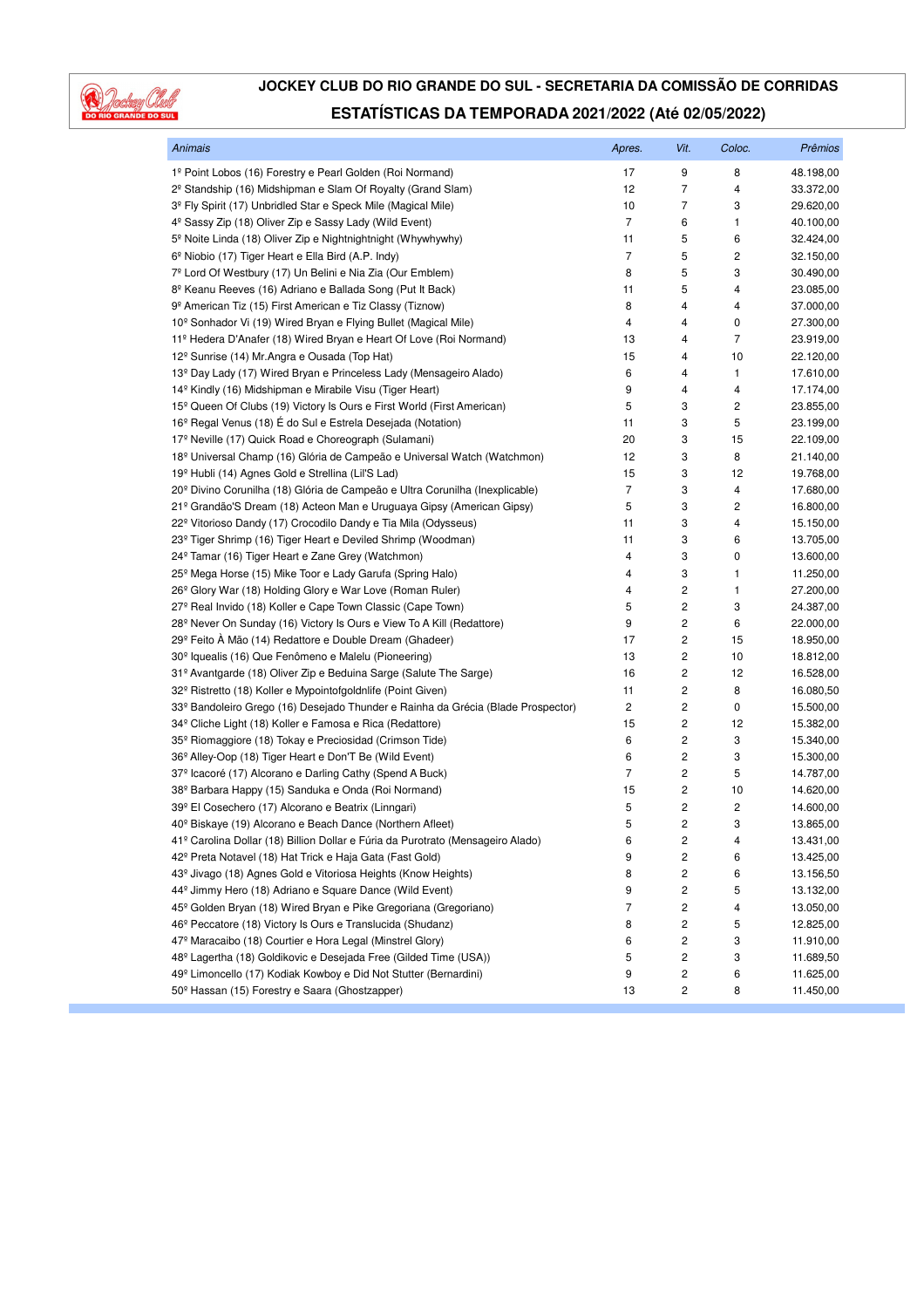# JOCKEY CLUB DO RIO GRANDE DO SUL - SECRETARIA DA COMISSÃO DE CORRIDAS

## ESTATÍSTICAS DA TEMPORADA 2021/2022 (Até 02/05/2022)

| *Animais* | *Apres.* | *Vit.* | *Coloc.* | *Prêmios* |
|---|---|---|---|---|
| 1º Point Lobos (16) Forestry e Pearl Golden (Roi Normand) | 17 | 9 | 8 | 48.198,00 |
| 2º Standship (16) Midshipman e Slam Of Royalty (Grand Slam) | 12 | 7 | 4 | 33.372,00 |
| 3º Fly Spirit (17) Unbridled Star e Speck Mile (Magical Mile) | 10 | 7 | 3 | 29.620,00 |
| 4º Sassy Zip (18) Oliver Zip e Sassy Lady (Wild Event) | 7 | 6 | 1 | 40.100,00 |
| 5º Noite Linda (18) Oliver Zip e Nightnightnight (Whywhywhy) | 11 | 5 | 6 | 32.424,00 |
| 6º Niobio (17) Tiger Heart e Ella Bird (A.P. Indy) | 7 | 5 | 2 | 32.150,00 |
| 7º Lord Of Westbury (17) Un Belini e Nia Zia (Our Emblem) | 8 | 5 | 3 | 30.490,00 |
| 8º Keanu Reeves (16) Adriano e Ballada Song (Put It Back) | 11 | 5 | 4 | 23.085,00 |
| 9º American Tiz (15) First American e Tiz Classy (Tiznow) | 8 | 4 | 4 | 37.000,00 |
| 10º Sonhador Vi (19) Wired Bryan e Flying Bullet (Magical Mile) | 4 | 4 | 0 | 27.300,00 |
| 11º Hedera D'Anafer (18) Wired Bryan e Heart Of Love (Roi Normand) | 13 | 4 | 7 | 23.919,00 |
| 12º Sunrise (14) Mr.Angra e Ousada (Top Hat) | 15 | 4 | 10 | 22.120,00 |
| 13º Day Lady (17) Wired Bryan e Princeless Lady (Mensageiro Alado) | 6 | 4 | 1 | 17.610,00 |
| 14º Kindly (16) Midshipman e Mirabile Visu (Tiger Heart) | 9 | 4 | 4 | 17.174,00 |
| 15º Queen Of Clubs (19) Victory Is Ours e First World (First American) | 5 | 3 | 2 | 23.855,00 |
| 16º Regal Venus (18) É do Sul e Estrela Desejada (Notation) | 11 | 3 | 5 | 23.199,00 |
| 17º Neville (17) Quick Road e Choreograph (Sulamani) | 20 | 3 | 15 | 22.109,00 |
| 18º Universal Champ (16) Glória de Campeão e Universal Watch (Watchmon) | 12 | 3 | 8 | 21.140,00 |
| 19º Hubli (14) Agnes Gold e Strellina (Lil'S Lad) | 15 | 3 | 12 | 19.768,00 |
| 20º Divino Corunilha (18) Glória de Campeão e Ultra Corunilha (Inexplicable) | 7 | 3 | 4 | 17.680,00 |
| 21º Grandão'S Dream (18) Acteon Man e Uruguaya Gipsy (American Gipsy) | 5 | 3 | 2 | 16.800,00 |
| 22º Vitorioso Dandy (17) Crocodilo Dandy e Tia Mila (Odysseus) | 11 | 3 | 4 | 15.150,00 |
| 23º Tiger Shrimp (16) Tiger Heart e Deviled Shrimp (Woodman) | 11 | 3 | 6 | 13.705,00 |
| 24º Tamar (16) Tiger Heart e Zane Grey (Watchmon) | 4 | 3 | 0 | 13.600,00 |
| 25º Mega Horse (15) Mike Toor e Lady Garufa (Spring Halo) | 4 | 3 | 1 | 11.250,00 |
| 26º Glory War (18) Holding Glory e War Love (Roman Ruler) | 4 | 2 | 1 | 27.200,00 |
| 27º Real Invido (18) Koller e Cape Town Classic (Cape Town) | 5 | 2 | 3 | 24.387,00 |
| 28º Never On Sunday (16) Victory Is Ours e View To A Kill (Redattore) | 9 | 2 | 6 | 22.000,00 |
| 29º Feito À Mão (14) Redattore e Double Dream (Ghadeer) | 17 | 2 | 15 | 18.950,00 |
| 30º Iquealis (16) Que Fenômeno e Malelu (Pioneering) | 13 | 2 | 10 | 18.812,00 |
| 31º Avantgarde (18) Oliver Zip e Beduina Sarge (Salute The Sarge) | 16 | 2 | 12 | 16.528,00 |
| 32º Ristretto (18) Koller e Mypointofgoldnlife (Point Given) | 11 | 2 | 8 | 16.080,50 |
| 33º Bandoleiro Grego (16) Desejado Thunder e Rainha da Grécia (Blade Prospector) | 2 | 2 | 0 | 15.500,00 |
| 34º Cliche Light (18) Koller e Famosa e Rica (Redattore) | 15 | 2 | 12 | 15.382,00 |
| 35º Riomaggiore (18) Tokay e Preciosidad (Crimson Tide) | 6 | 2 | 3 | 15.340,00 |
| 36º Alley-Oop (18) Tiger Heart e Don'T Be (Wild Event) | 6 | 2 | 3 | 15.300,00 |
| 37º Icacoré (17) Alcorano e Darling Cathy (Spend A Buck) | 7 | 2 | 5 | 14.787,00 |
| 38º Barbara Happy (15) Sanduka e Onda (Roi Normand) | 15 | 2 | 10 | 14.620,00 |
| 39º El Cosechero (17) Alcorano e Beatrix (Linngari) | 5 | 2 | 2 | 14.600,00 |
| 40º Biskaye (19) Alcorano e Beach Dance (Northern Afleet) | 5 | 2 | 3 | 13.865,00 |
| 41º Carolina Dollar (18) Billion Dollar e Fúria da Purotrato (Mensageiro Alado) | 6 | 2 | 4 | 13.431,00 |
| 42º Preta Notavel (18) Hat Trick e Haja Gata (Fast Gold) | 9 | 2 | 6 | 13.425,00 |
| 43º Jivago (18) Agnes Gold e Vitoriosa Heights (Know Heights) | 8 | 2 | 6 | 13.156,50 |
| 44º Jimmy Hero (18) Adriano e Square Dance (Wild Event) | 9 | 2 | 5 | 13.132,00 |
| 45º Golden Bryan (18) Wired Bryan e Pike Gregoriana (Gregoriano) | 7 | 2 | 4 | 13.050,00 |
| 46º Peccatore (18) Victory Is Ours e Translucida (Shudanz) | 8 | 2 | 5 | 12.825,00 |
| 47º Maracaibo (18) Courtier e Hora Legal (Minstrel Glory) | 6 | 2 | 3 | 11.910,00 |
| 48º Lagertha (18) Goldikovic e Desejada Free (Gilded Time (USA)) | 5 | 2 | 3 | 11.689,50 |
| 49º Limoncello (17) Kodiak Kowboy e Did Not Stutter (Bernardini) | 9 | 2 | 6 | 11.625,00 |
| 50º Hassan (15) Forestry e Saara (Ghostzapper) | 13 | 2 | 8 | 11.450,00 |